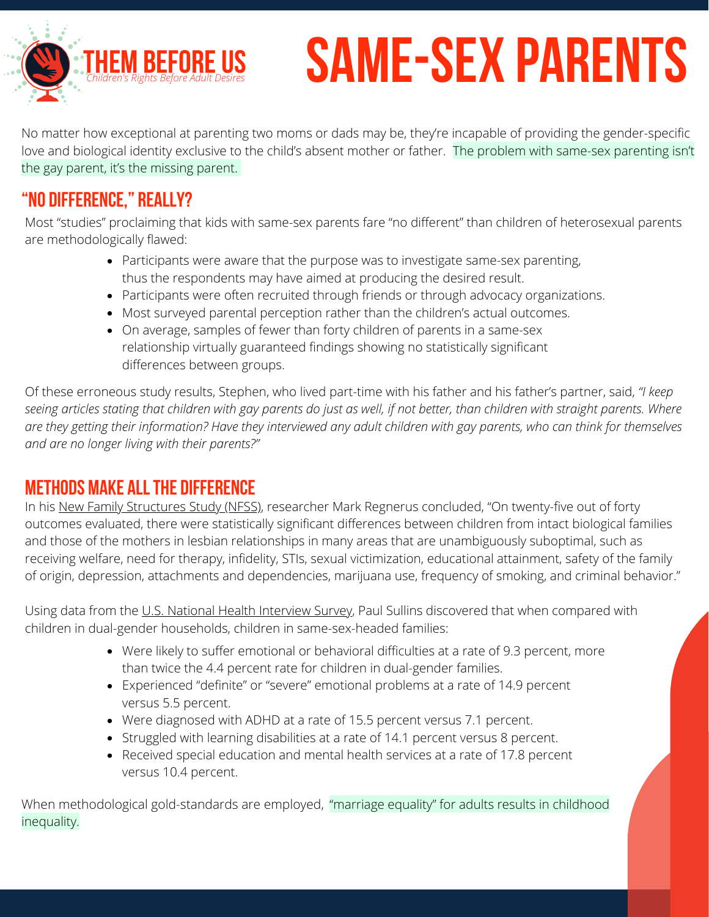THEM BEFORE US
*Children's Rights Before Adult Desires*

# SAME-SEX PARENTS

No matter how exceptional at parenting two moms or dads may be, they're incapable of providing the gender-specific love and biological identity exclusive to the child's absent mother or father. The problem with same-sex parenting isn't the gay parent, it's the missing parent.

## "NO DIFFERENCE," REALLY?

Most "studies" proclaiming that kids with same-sex parents fare "no different" than children of heterosexual parents are methodologically flawed:

- Participants were aware that the purpose was to investigate same-sex parenting, thus the respondents may have aimed at producing the desired result.
- Participants were often recruited through friends or through advocacy organizations.
- Most surveyed parental perception rather than the children's actual outcomes.
- On average, samples of fewer than forty children of parents in a same-sex relationship virtually guaranteed findings showing no statistically significant differences between groups.

Of these erroneous study results, Stephen, who lived part-time with his father and his father's partner, said, *"I keep seeing articles stating that children with gay parents do just as well, if not better, than children with straight parents. Where are they getting their information? Have they interviewed any adult children with gay parents, who can think for themselves and are no longer living with their parents?"*

## METHODS MAKE ALL THE DIFFERENCE

In his New Family Structures Study (NFSS), researcher Mark Regnerus concluded, "On twenty-five out of forty outcomes evaluated, there were statistically significant differences between children from intact biological families and those of the mothers in lesbian relationships in many areas that are unambiguously suboptimal, such as receiving welfare, need for therapy, infidelity, STIs, sexual victimization, educational attainment, safety of the family of origin, depression, attachments and dependencies, marijuana use, frequency of smoking, and criminal behavior."

Using data from the U.S. National Health Interview Survey, Paul Sullins discovered that when compared with children in dual-gender households, children in same-sex-headed families:

- Were likely to suffer emotional or behavioral difficulties at a rate of 9.3 percent, more than twice the 4.4 percent rate for children in dual-gender families.
- Experienced "definite" or "severe" emotional problems at a rate of 14.9 percent versus 5.5 percent.
- Were diagnosed with ADHD at a rate of 15.5 percent versus 7.1 percent.
- Struggled with learning disabilities at a rate of 14.1 percent versus 8 percent.
- Received special education and mental health services at a rate of 17.8 percent versus 10.4 percent.

When methodological gold-standards are employed, "marriage equality" for adults results in childhood inequality.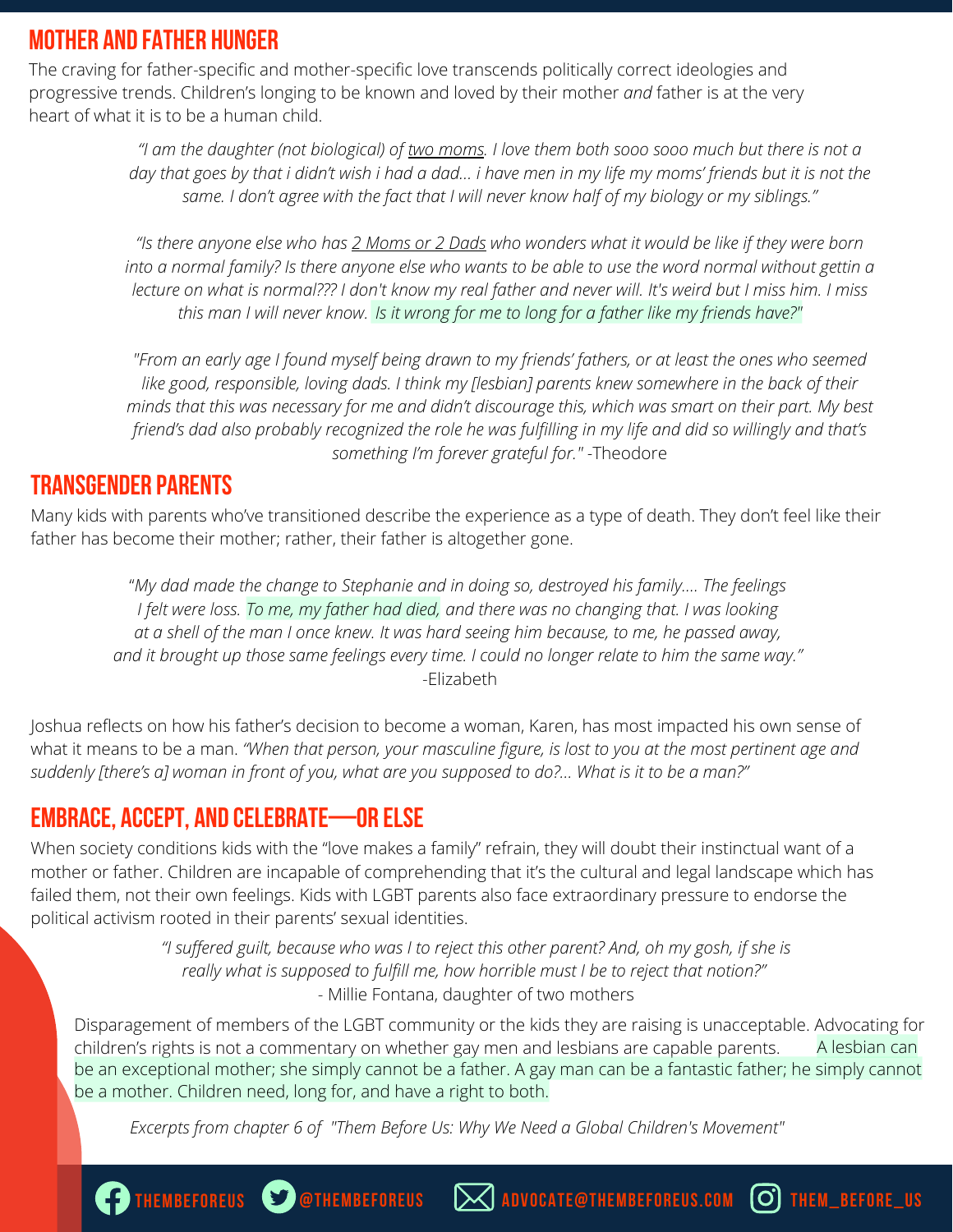## MOTHER AND FATHER HUNGER

The craving for father-specific and mother-specific love transcends politically correct ideologies and progressive trends. Children's longing to be known and loved by their mother *and* father is at the very heart of what it is to be a human child.

> *"I am the daughter (not biological) of two moms. I love them both sooo sooo much but there is not a day that goes by that i didn't wish i had a dad... i have men in my life my moms' friends but it is not the same. I don't agree with the fact that I will never know half of my biology or my siblings."*

> *"Is there anyone else who has 2 Moms or 2 Dads who wonders what it would be like if they were born into a normal family? Is there anyone else who wants to be able to use the word normal without gettin a lecture on what is normal??? I don't know my real father and never will. It's weird but I miss him. I miss this man I will never know. Is it wrong for me to long for a father like my friends have?"*

> *"From an early age I found myself being drawn to my friends' fathers, or at least the ones who seemed like good, responsible, loving dads. I think my [lesbian] parents knew somewhere in the back of their minds that this was necessary for me and didn't discourage this, which was smart on their part. My best friend's dad also probably recognized the role he was fulfilling in my life and did so willingly and that's something I'm forever grateful for."* -Theodore

## TRANSGENDER PARENTS

Many kids with parents who've transitioned describe the experience as a type of death. They don't feel like their father has become their mother; rather, their father is altogether gone.

> *"My dad made the change to Stephanie and in doing so, destroyed his family.... The feelings I felt were loss. To me, my father had died, and there was no changing that. I was looking at a shell of the man I once knew. It was hard seeing him because, to me, he passed away, and it brought up those same feelings every time. I could no longer relate to him the same way."*
> -Elizabeth

Joshua reflects on how his father's decision to become a woman, Karen, has most impacted his own sense of what it means to be a man. *"When that person, your masculine figure, is lost to you at the most pertinent age and suddenly [there's a] woman in front of you, what are you supposed to do?... What is it to be a man?"*

## EMBRACE, ACCEPT, AND CELEBRATE—OR ELSE

When society conditions kids with the "love makes a family" refrain, they will doubt their instinctual want of a mother or father. Children are incapable of comprehending that it's the cultural and legal landscape which has failed them, not their own feelings. Kids with LGBT parents also face extraordinary pressure to endorse the political activism rooted in their parents' sexual identities.

> *"I suffered guilt, because who was I to reject this other parent? And, oh my gosh, if she is really what is supposed to fulfill me, how horrible must I be to reject that notion?"*
> - Millie Fontana, daughter of two mothers

Disparagement of members of the LGBT community or the kids they are raising is unacceptable. Advocating for children's rights is not a commentary on whether gay men and lesbians are capable parents. A lesbian can be an exceptional mother; she simply cannot be a father. A gay man can be a fantastic father; he simply cannot be a mother. Children need, long for, and have a right to both.

*Excerpts from chapter 6 of "Them Before Us: Why We Need a Global Children's Movement"*

THEMBEFOREUS @THEMBEFOREUS ADVOCATE@THEMBEFOREUS.COM THEM_BEFORE_US